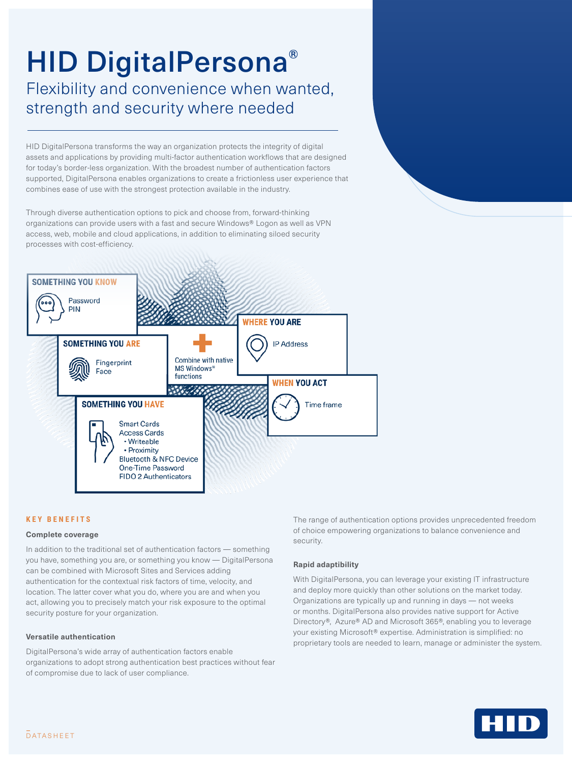# HID DigitalPersona®

## Flexibility and convenience when wanted, strength and security where needed

HID DigitalPersona transforms the way an organization protects the integrity of digital assets and applications by providing multi-factor authentication workflows that are designed for today's border-less organization. With the broadest number of authentication factors supported, DigitalPersona enables organizations to create a frictionless user experience that combines ease of use with the strongest protection available in the industry.

Through diverse authentication options to pick and choose from, forward-thinking organizations can provide users with a fast and secure Windows® Logon as well as VPN access, web, mobile and cloud applications, in addition to eliminating siloed security processes with cost-efficiency.

**SOMETHING YOU KNOW**
- Password
- PIN

**SOMETHING YOU ARE**
- Fingerprint
- Face

**SOMETHING YOU HAVE**
- Smart Cards
- Access Cards
  - Writeable
  - Proximity
- Bluetooth & NFC Device
- One-Time Password
- FIDO 2 Authenticators

**+** Combine with native MS Windows® functions

**WHERE YOU ARE**
- IP Address

**WHEN YOU ACT**
- Time frame

## KEY BENEFITS

### Complete coverage

In addition to the traditional set of authentication factors — something you have, something you are, or something you know — DigitalPersona can be combined with Microsoft Sites and Services adding authentication for the contextual risk factors of time, velocity, and location. The latter cover what you do, where you are and when you act, allowing you to precisely match your risk exposure to the optimal security posture for your organization.

### Versatile authentication

DigitalPersona's wide array of authentication factors enable organizations to adopt strong authentication best practices without fear of compromise due to lack of user compliance.

The range of authentication options provides unprecedented freedom of choice empowering organizations to balance convenience and security.

### Rapid adaptibility

With DigitalPersona, you can leverage your existing IT infrastructure and deploy more quickly than other solutions on the market today. Organizations are typically up and running in days — not weeks or months. DigitalPersona also provides native support for Active Directory®, Azure® AD and Microsoft 365®, enabling you to leverage your existing Microsoft® expertise. Administration is simplified: no proprietary tools are needed to learn, manage or administer the system.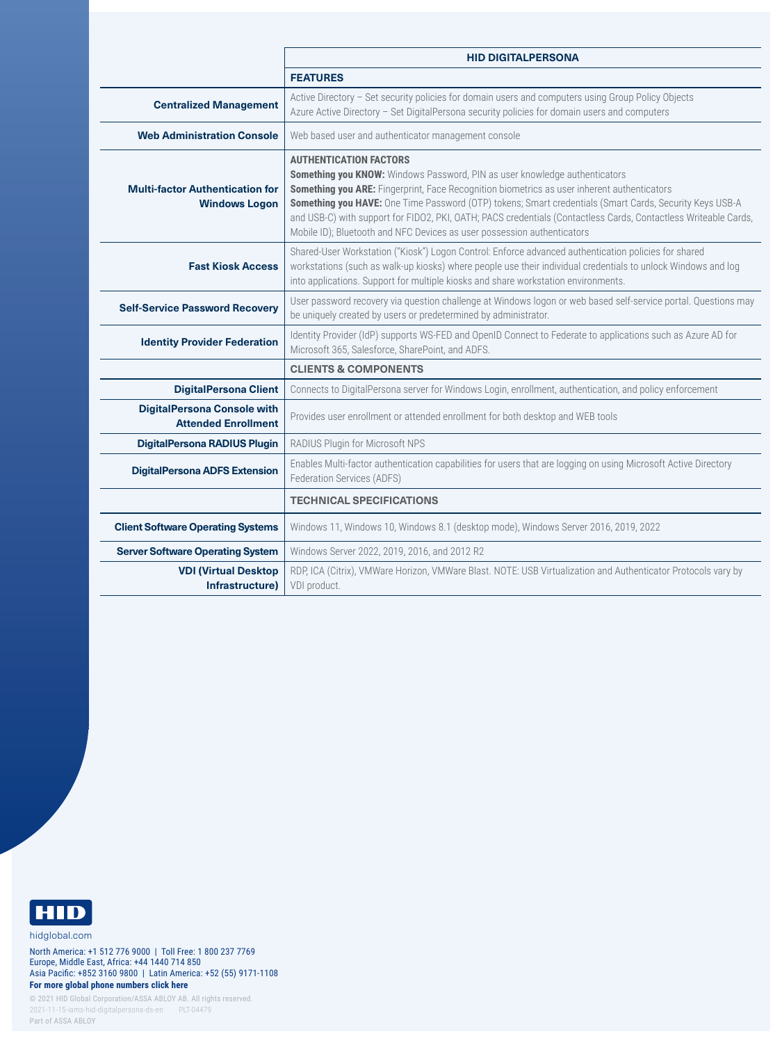| | HID DIGITALPERSONA |
|---|---|
| | **FEATURES** |
| **Centralized Management** | Active Directory – Set security policies for domain users and computers using Group Policy Objects<br>Azure Active Directory – Set DigitalPersona security policies for domain users and computers |
| **Web Administration Console** | Web based user and authenticator management console |
| **Multi-factor Authentication for Windows Logon** | **AUTHENTICATION FACTORS**<br>**Something you KNOW:** Windows Password, PIN as user knowledge authenticators<br>**Something you ARE:** Fingerprint, Face Recognition biometrics as user inherent authenticators<br>**Something you HAVE:** One Time Password (OTP) tokens; Smart credentials (Smart Cards, Security Keys USB-A and USB-C) with support for FIDO2, PKI, OATH; PACS credentials (Contactless Cards, Contactless Writeable Cards, Mobile ID); Bluetooth and NFC Devices as user possession authenticators |
| **Fast Kiosk Access** | Shared-User Workstation ("Kiosk") Logon Control: Enforce advanced authentication policies for shared workstations (such as walk-up kiosks) where people use their individual credentials to unlock Windows and log into applications. Support for multiple kiosks and share workstation environments. |
| **Self-Service Password Recovery** | User password recovery via question challenge at Windows logon or web based self-service portal. Questions may be uniquely created by users or predetermined by administrator. |
| **Identity Provider Federation** | Identity Provider (IdP) supports WS-FED and OpenID Connect to Federate to applications such as Azure AD for Microsoft 365, Salesforce, SharePoint, and ADFS. |
| | **CLIENTS & COMPONENTS** |
| **DigitalPersona Client** | Connects to DigitalPersona server for Windows Login, enrollment, authentication, and policy enforcement |
| **DigitalPersona Console with Attended Enrollment** | Provides user enrollment or attended enrollment for both desktop and WEB tools |
| **DigitalPersona RADIUS Plugin** | RADIUS Plugin for Microsoft NPS |
| **DigitalPersona ADFS Extension** | Enables Multi-factor authentication capabilities for users that are logging on using Microsoft Active Directory Federation Services (ADFS) |
| | **TECHNICAL SPECIFICATIONS** |
| **Client Software Operating Systems** | Windows 11, Windows 10, Windows 8.1 (desktop mode), Windows Server 2016, 2019, 2022 |
| **Server Software Operating System** | Windows Server 2022, 2019, 2016, and 2012 R2 |
| **VDI (Virtual Desktop Infrastructure)** | RDP, ICA (Citrix), VMWare Horizon, VMWare Blast. NOTE: USB Virtualization and Authenticator Protocols vary by VDI product. |

HID

hidglobal.com

North America: +1 512 776 9000 | Toll Free: 1 800 237 7769
Europe, Middle East, Africa: +44 1440 714 850
Asia Pacific: +852 3160 9800 | Latin America: +52 (55) 9171-1108
**For more global phone numbers click here**

© 2021 HID Global Corporation/ASSA ABLOY AB. All rights reserved.
2021-11-15-iams-hid-digitalpersona-ds-en PLT-04479
Part of ASSA ABLOY